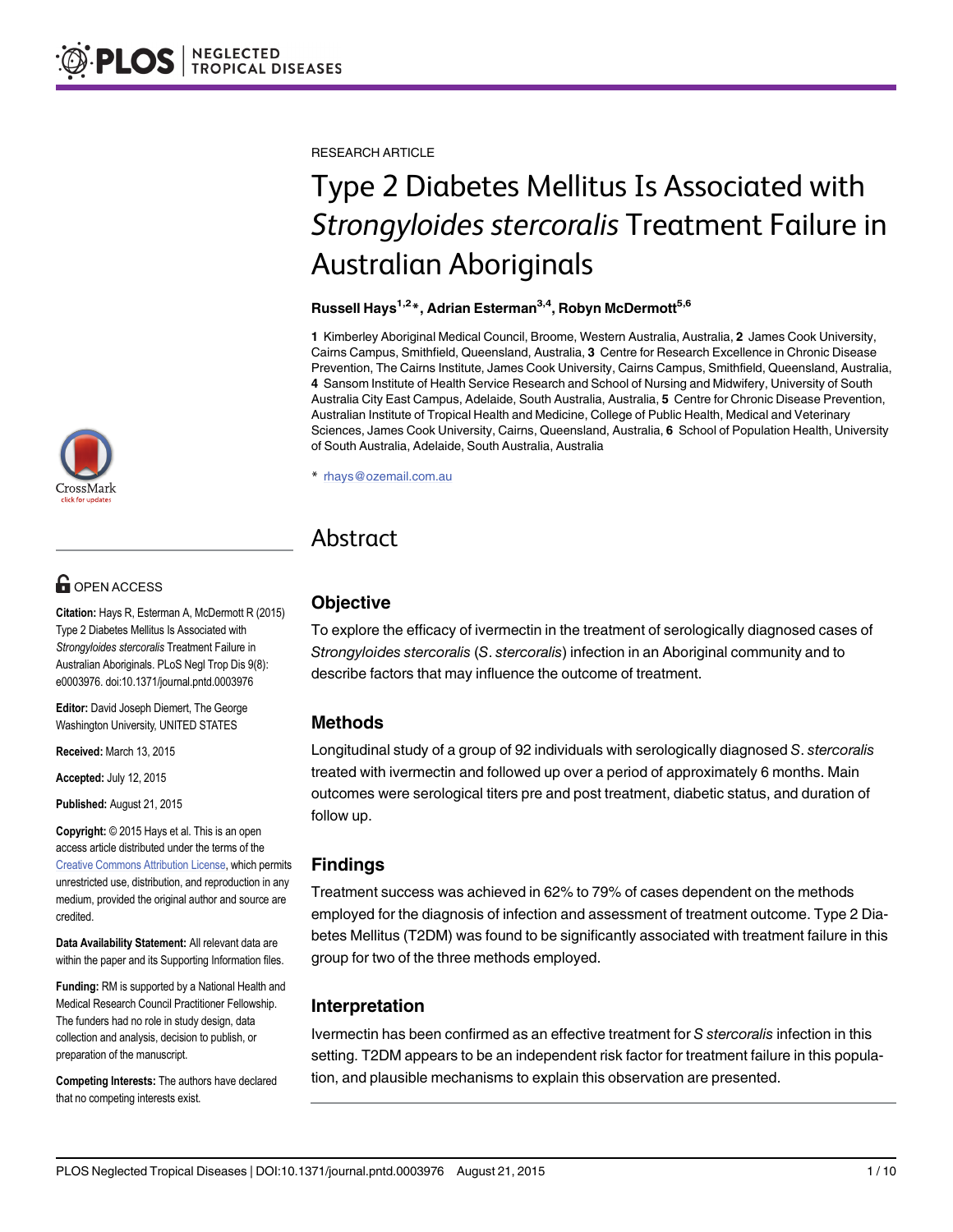RESEARCH ARTICLE

# Type 2 Diabetes Mellitus Is Associated with *Strongyloides stercoralis* Treatment Failure in Australian Aboriginals

**Russell Hays[1,2]*, Adrian Esterman[3,4], Robyn McDermott[5,6]**

**1** Kimberley Aboriginal Medical Council, Broome, Western Australia, Australia, **2** James Cook University, Cairns Campus, Smithfield, Queensland, Australia, **3** Centre for Research Excellence in Chronic Disease Prevention, The Cairns Institute, James Cook University, Cairns Campus, Smithfield, Queensland, Australia, **4** Sansom Institute of Health Service Research and School of Nursing and Midwifery, University of South Australia City East Campus, Adelaide, South Australia, Australia, **5** Centre for Chronic Disease Prevention, Australian Institute of Tropical Health and Medicine, College of Public Health, Medical and Veterinary Sciences, James Cook University, Cairns, Queensland, Australia, **6** School of Population Health, University of South Australia, Adelaide, South Australia, Australia

* rhays@ozemail.com.au

OPEN ACCESS

**Citation:** Hays R, Esterman A, McDermott R (2015) Type 2 Diabetes Mellitus Is Associated with *Strongyloides stercoralis* Treatment Failure in Australian Aboriginals. PLoS Negl Trop Dis 9(8): e0003976. doi:10.1371/journal.pntd.0003976

**Editor:** David Joseph Diemert, The George Washington University, UNITED STATES

**Received:** March 13, 2015

**Accepted:** July 12, 2015

**Published:** August 21, 2015

**Copyright:** © 2015 Hays et al. This is an open access article distributed under the terms of the Creative Commons Attribution License, which permits unrestricted use, distribution, and reproduction in any medium, provided the original author and source are credited.

**Data Availability Statement:** All relevant data are within the paper and its Supporting Information files.

**Funding:** RM is supported by a National Health and Medical Research Council Practitioner Fellowship. The funders had no role in study design, data collection and analysis, decision to publish, or preparation of the manuscript.

**Competing Interests:** The authors have declared that no competing interests exist.

## Abstract

### Objective

To explore the efficacy of ivermectin in the treatment of serologically diagnosed cases of *Strongyloides stercoralis* (*S*. *stercoralis*) infection in an Aboriginal community and to describe factors that may influence the outcome of treatment.

### Methods

Longitudinal study of a group of 92 individuals with serologically diagnosed *S*. *stercoralis* treated with ivermectin and followed up over a period of approximately 6 months. Main outcomes were serological titers pre and post treatment, diabetic status, and duration of follow up.

### Findings

Treatment success was achieved in 62% to 79% of cases dependent on the methods employed for the diagnosis of infection and assessment of treatment outcome. Type 2 Diabetes Mellitus (T2DM) was found to be significantly associated with treatment failure in this group for two of the three methods employed.

### Interpretation

Ivermectin has been confirmed as an effective treatment for *S stercoralis* infection in this setting. T2DM appears to be an independent risk factor for treatment failure in this population, and plausible mechanisms to explain this observation are presented.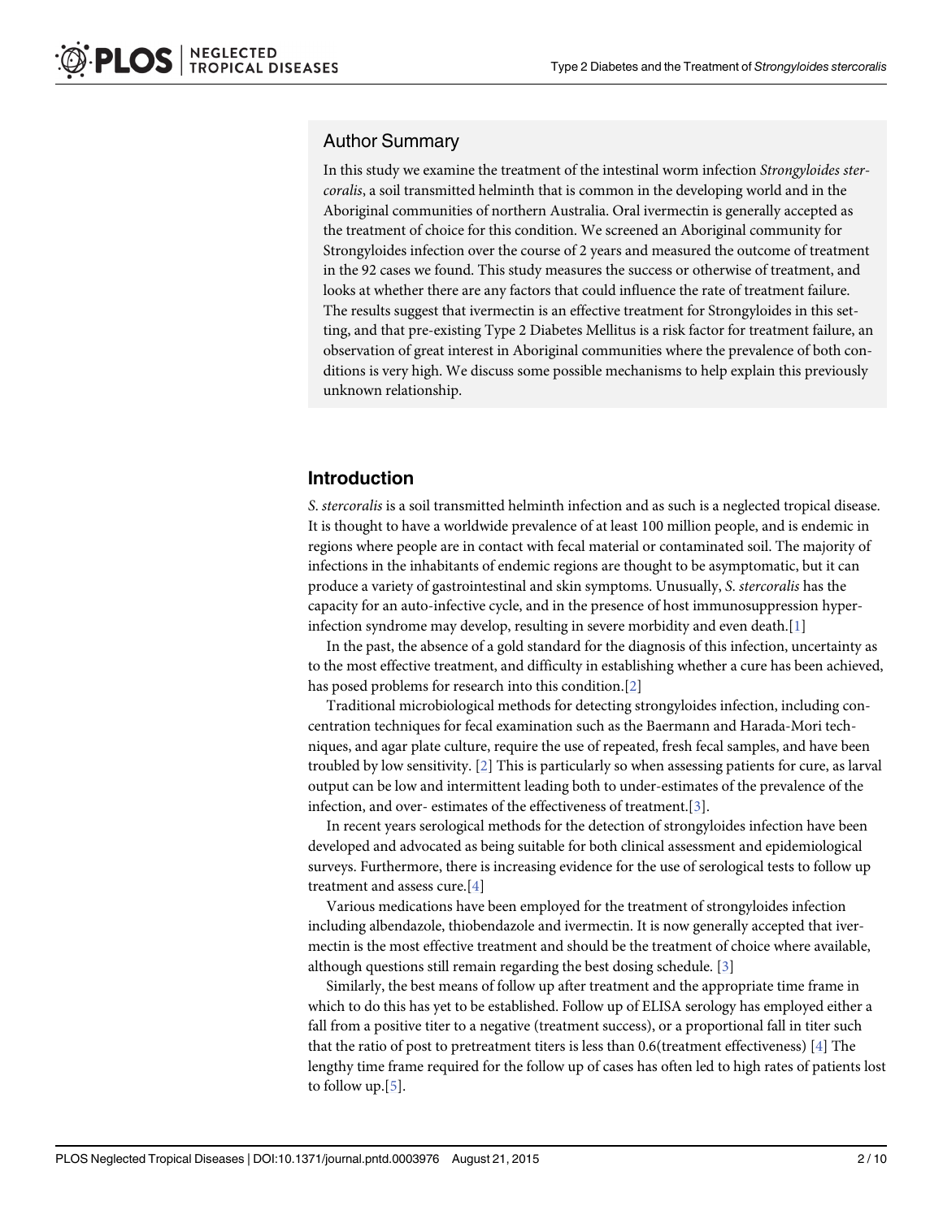## Author Summary

In this study we examine the treatment of the intestinal worm infection *Strongyloides stercoralis*, a soil transmitted helminth that is common in the developing world and in the Aboriginal communities of northern Australia. Oral ivermectin is generally accepted as the treatment of choice for this condition. We screened an Aboriginal community for Strongyloides infection over the course of 2 years and measured the outcome of treatment in the 92 cases we found. This study measures the success or otherwise of treatment, and looks at whether there are any factors that could influence the rate of treatment failure. The results suggest that ivermectin is an effective treatment for Strongyloides in this setting, and that pre-existing Type 2 Diabetes Mellitus is a risk factor for treatment failure, an observation of great interest in Aboriginal communities where the prevalence of both conditions is very high. We discuss some possible mechanisms to help explain this previously unknown relationship.

## Introduction

*S. stercoralis* is a soil transmitted helminth infection and as such is a neglected tropical disease. It is thought to have a worldwide prevalence of at least 100 million people, and is endemic in regions where people are in contact with fecal material or contaminated soil. The majority of infections in the inhabitants of endemic regions are thought to be asymptomatic, but it can produce a variety of gastrointestinal and skin symptoms. Unusually, *S. stercoralis* has the capacity for an auto-infective cycle, and in the presence of host immunosuppression hyper-infection syndrome may develop, resulting in severe morbidity and even death.[1]

In the past, the absence of a gold standard for the diagnosis of this infection, uncertainty as to the most effective treatment, and difficulty in establishing whether a cure has been achieved, has posed problems for research into this condition.[2]

Traditional microbiological methods for detecting strongyloides infection, including concentration techniques for fecal examination such as the Baermann and Harada-Mori techniques, and agar plate culture, require the use of repeated, fresh fecal samples, and have been troubled by low sensitivity. [2] This is particularly so when assessing patients for cure, as larval output can be low and intermittent leading both to under-estimates of the prevalence of the infection, and over- estimates of the effectiveness of treatment.[3].

In recent years serological methods for the detection of strongyloides infection have been developed and advocated as being suitable for both clinical assessment and epidemiological surveys. Furthermore, there is increasing evidence for the use of serological tests to follow up treatment and assess cure.[4]

Various medications have been employed for the treatment of strongyloides infection including albendazole, thiobendazole and ivermectin. It is now generally accepted that ivermectin is the most effective treatment and should be the treatment of choice where available, although questions still remain regarding the best dosing schedule. [3]

Similarly, the best means of follow up after treatment and the appropriate time frame in which to do this has yet to be established. Follow up of ELISA serology has employed either a fall from a positive titer to a negative (treatment success), or a proportional fall in titer such that the ratio of post to pretreatment titers is less than 0.6(treatment effectiveness) [4] The lengthy time frame required for the follow up of cases has often led to high rates of patients lost to follow up.[5].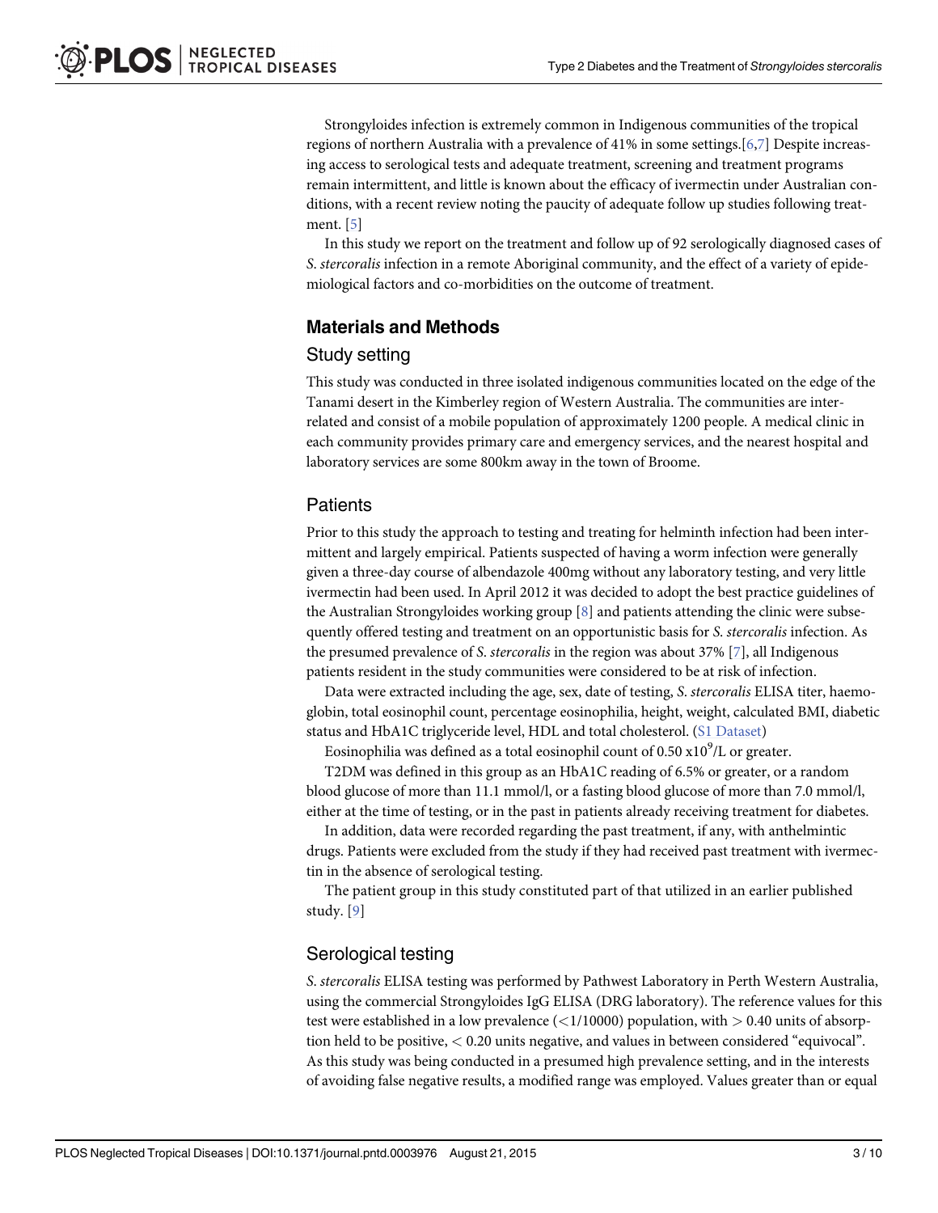Strongyloides infection is extremely common in Indigenous communities of the tropical regions of northern Australia with a prevalence of 41% in some settings.[6,7] Despite increasing access to serological tests and adequate treatment, screening and treatment programs remain intermittent, and little is known about the efficacy of ivermectin under Australian conditions, with a recent review noting the paucity of adequate follow up studies following treatment. [5]

In this study we report on the treatment and follow up of 92 serologically diagnosed cases of *S. stercoralis* infection in a remote Aboriginal community, and the effect of a variety of epidemiological factors and co-morbidities on the outcome of treatment.

## Materials and Methods

### Study setting

This study was conducted in three isolated indigenous communities located on the edge of the Tanami desert in the Kimberley region of Western Australia. The communities are interrelated and consist of a mobile population of approximately 1200 people. A medical clinic in each community provides primary care and emergency services, and the nearest hospital and laboratory services are some 800km away in the town of Broome.

### Patients

Prior to this study the approach to testing and treating for helminth infection had been intermittent and largely empirical. Patients suspected of having a worm infection were generally given a three-day course of albendazole 400mg without any laboratory testing, and very little ivermectin had been used. In April 2012 it was decided to adopt the best practice guidelines of the Australian Strongyloides working group [8] and patients attending the clinic were subsequently offered testing and treatment on an opportunistic basis for *S. stercoralis* infection. As the presumed prevalence of *S. stercoralis* in the region was about 37% [7], all Indigenous patients resident in the study communities were considered to be at risk of infection.

Data were extracted including the age, sex, date of testing, *S. stercoralis* ELISA titer, haemoglobin, total eosinophil count, percentage eosinophilia, height, weight, calculated BMI, diabetic status and HbA1C triglyceride level, HDL and total cholesterol. (S1 Dataset)

Eosinophilia was defined as a total eosinophil count of 0.50 $x10^9$/L or greater.

T2DM was defined in this group as an HbA1C reading of 6.5% or greater, or a random blood glucose of more than 11.1 mmol/l, or a fasting blood glucose of more than 7.0 mmol/l, either at the time of testing, or in the past in patients already receiving treatment for diabetes.

In addition, data were recorded regarding the past treatment, if any, with anthelmintic drugs. Patients were excluded from the study if they had received past treatment with ivermectin in the absence of serological testing.

The patient group in this study constituted part of that utilized in an earlier published study. [9]

### Serological testing

*S. stercoralis* ELISA testing was performed by Pathwest Laboratory in Perth Western Australia, using the commercial Strongyloides IgG ELISA (DRG laboratory). The reference values for this test were established in a low prevalence ($<1/10000$) population, with $> 0.40$ units of absorption held to be positive, $< 0.20$ units negative, and values in between considered "equivocal". As this study was being conducted in a presumed high prevalence setting, and in the interests of avoiding false negative results, a modified range was employed. Values greater than or equal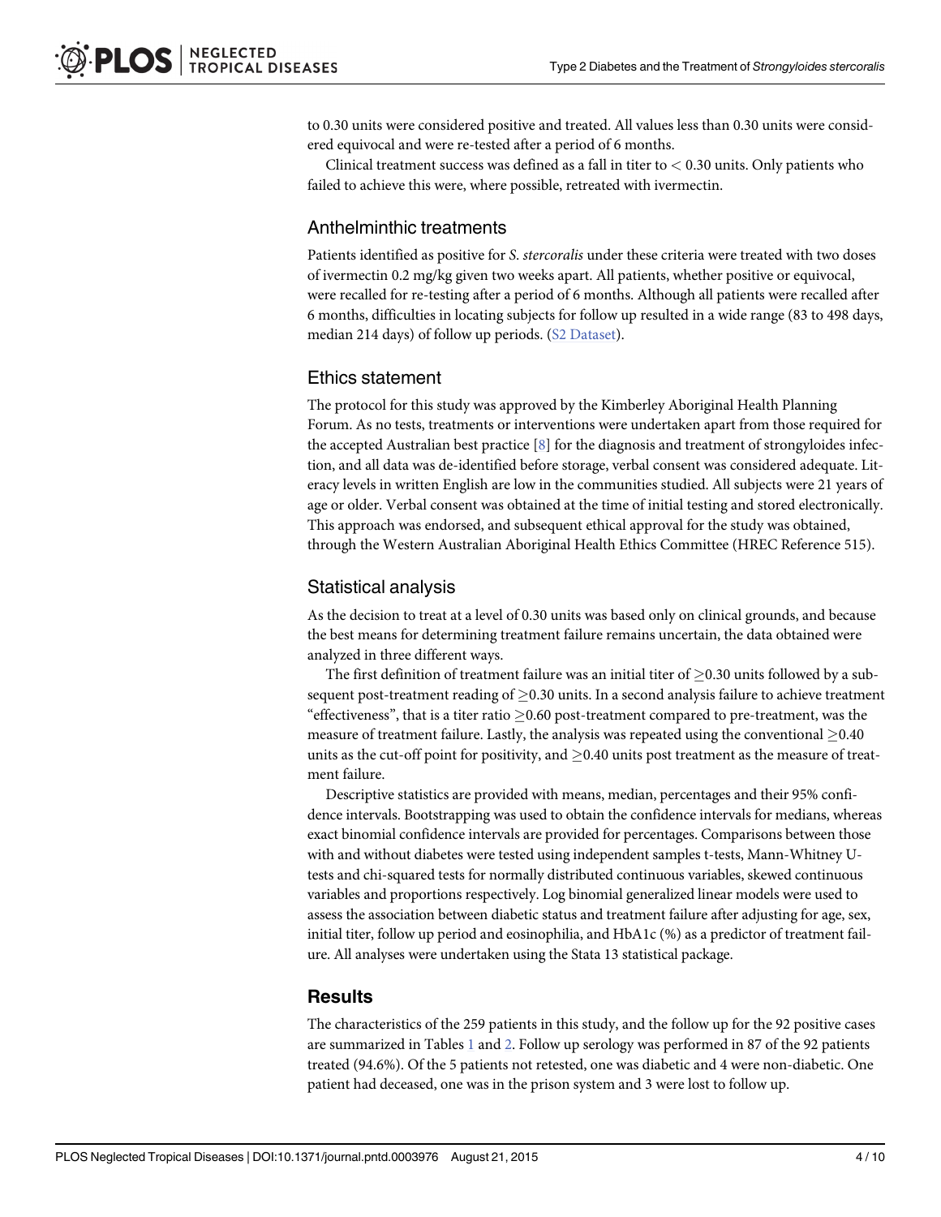to 0.30 units were considered positive and treated. All values less than 0.30 units were considered equivocal and were re-tested after a period of 6 months.

Clinical treatment success was defined as a fall in titer to $< 0.30$ units. Only patients who failed to achieve this were, where possible, retreated with ivermectin.

## Anthelminthic treatments

Patients identified as positive for *S. stercoralis* under these criteria were treated with two doses of ivermectin 0.2 mg/kg given two weeks apart. All patients, whether positive or equivocal, were recalled for re-testing after a period of 6 months. Although all patients were recalled after 6 months, difficulties in locating subjects for follow up resulted in a wide range (83 to 498 days, median 214 days) of follow up periods. (S2 Dataset).

## Ethics statement

The protocol for this study was approved by the Kimberley Aboriginal Health Planning Forum. As no tests, treatments or interventions were undertaken apart from those required for the accepted Australian best practice [8] for the diagnosis and treatment of strongyloides infection, and all data was de-identified before storage, verbal consent was considered adequate. Literacy levels in written English are low in the communities studied. All subjects were 21 years of age or older. Verbal consent was obtained at the time of initial testing and stored electronically. This approach was endorsed, and subsequent ethical approval for the study was obtained, through the Western Australian Aboriginal Health Ethics Committee (HREC Reference 515).

## Statistical analysis

As the decision to treat at a level of 0.30 units was based only on clinical grounds, and because the best means for determining treatment failure remains uncertain, the data obtained were analyzed in three different ways.

The first definition of treatment failure was an initial titer of $\geq$0.30 units followed by a subsequent post-treatment reading of $\geq$0.30 units. In a second analysis failure to achieve treatment "effectiveness", that is a titer ratio $\geq$0.60 post-treatment compared to pre-treatment, was the measure of treatment failure. Lastly, the analysis was repeated using the conventional $\geq$0.40 units as the cut-off point for positivity, and $\geq$0.40 units post treatment as the measure of treatment failure.

Descriptive statistics are provided with means, median, percentages and their 95% confidence intervals. Bootstrapping was used to obtain the confidence intervals for medians, whereas exact binomial confidence intervals are provided for percentages. Comparisons between those with and without diabetes were tested using independent samples t-tests, Mann-Whitney U-tests and chi-squared tests for normally distributed continuous variables, skewed continuous variables and proportions respectively. Log binomial generalized linear models were used to assess the association between diabetic status and treatment failure after adjusting for age, sex, initial titer, follow up period and eosinophilia, and HbA1c (%) as a predictor of treatment failure. All analyses were undertaken using the Stata 13 statistical package.

# Results

The characteristics of the 259 patients in this study, and the follow up for the 92 positive cases are summarized in Tables 1 and 2. Follow up serology was performed in 87 of the 92 patients treated (94.6%). Of the 5 patients not retested, one was diabetic and 4 were non-diabetic. One patient had deceased, one was in the prison system and 3 were lost to follow up.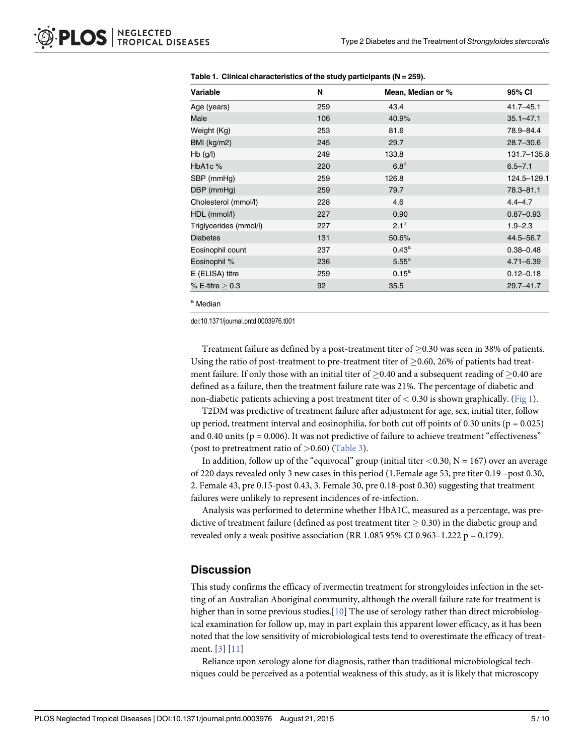**Table 1. Clinical characteristics of the study participants (N = 259).**

| Variable | N | Mean, Median or % | 95% CI |
|---|---|---|---|
| Age (years) | 259 | 43.4 | 41.7–45.1 |
| Male | 106 | 40.9% | 35.1–47.1 |
| Weight (Kg) | 253 | 81.6 | 78.9–84.4 |
| BMI (kg/m2) | 245 | 29.7 | 28.7–30.6 |
| Hb (g/l) | 249 | 133.8 | 131.7–135.8 |
| HbA1c % | 220 | 6.8[a] | 6.5–7.1 |
| SBP (mmHg) | 259 | 126.8 | 124.5–129.1 |
| DBP (mmHg) | 259 | 79.7 | 78.3–81.1 |
| Cholesterol (mmol/l) | 228 | 4.6 | 4.4–4.7 |
| HDL (mmol/l) | 227 | 0.90 | 0.87–0.93 |
| Triglycerides (mmol/l) | 227 | 2.1[a] | 1.9–2.3 |
| Diabetes | 131 | 50.6% | 44.5–56.7 |
| Eosinophil count | 237 | 0.43[a] | 0.38–0.48 |
| Eosinophil % | 236 | 5.55[a] | 4.71–6.39 |
| E (ELISA) titre | 259 | 0.15[a] | 0.12–0.18 |
| % E-titre $\geq$ 0.3 | 92 | 35.5 | 29.7–41.7 |

[a] Median

doi:10.1371/journal.pntd.0003976.t001

Treatment failure as defined by a post-treatment titer of $\geq$0.30 was seen in 38% of patients. Using the ratio of post-treatment to pre-treatment titer of $\geq$0.60, 26% of patients had treatment failure. If only those with an initial titer of $\geq$0.40 and a subsequent reading of $\geq$0.40 are defined as a failure, then the treatment failure rate was 21%. The percentage of diabetic and non-diabetic patients achieving a post treatment titer of $<$ 0.30 is shown graphically. (Fig 1).

T2DM was predictive of treatment failure after adjustment for age, sex, initial titer, follow up period, treatment interval and eosinophilia, for both cut off points of 0.30 units ($p = 0.025$) and 0.40 units ($p = 0.006$). It was not predictive of failure to achieve treatment "effectiveness" (post to pretreatment ratio of $>$0.60) (Table 3).

In addition, follow up of the "equivocal" group (initial titer $<$0.30, N = 167) over an average of 220 days revealed only 3 new cases in this period (1.Female age 53, pre titer 0.19 –post 0.30, 2. Female 43, pre 0.15-post 0.43, 3. Female 30, pre 0.18-post 0.30) suggesting that treatment failures were unlikely to represent incidences of re-infection.

Analysis was performed to determine whether HbA1C, measured as a percentage, was predictive of treatment failure (defined as post treatment titer $\geq$ 0.30) in the diabetic group and revealed only a weak positive association (RR 1.085 95% CI 0.963–1.222 $p = 0.179$).

## Discussion

This study confirms the efficacy of ivermectin treatment for strongyloides infection in the setting of an Australian Aboriginal community, although the overall failure rate for treatment is higher than in some previous studies.[10] The use of serology rather than direct microbiological examination for follow up, may in part explain this apparent lower efficacy, as it has been noted that the low sensitivity of microbiological tests tend to overestimate the efficacy of treatment. [3] [11]

Reliance upon serology alone for diagnosis, rather than traditional microbiological techniques could be perceived as a potential weakness of this study, as it is likely that microscopy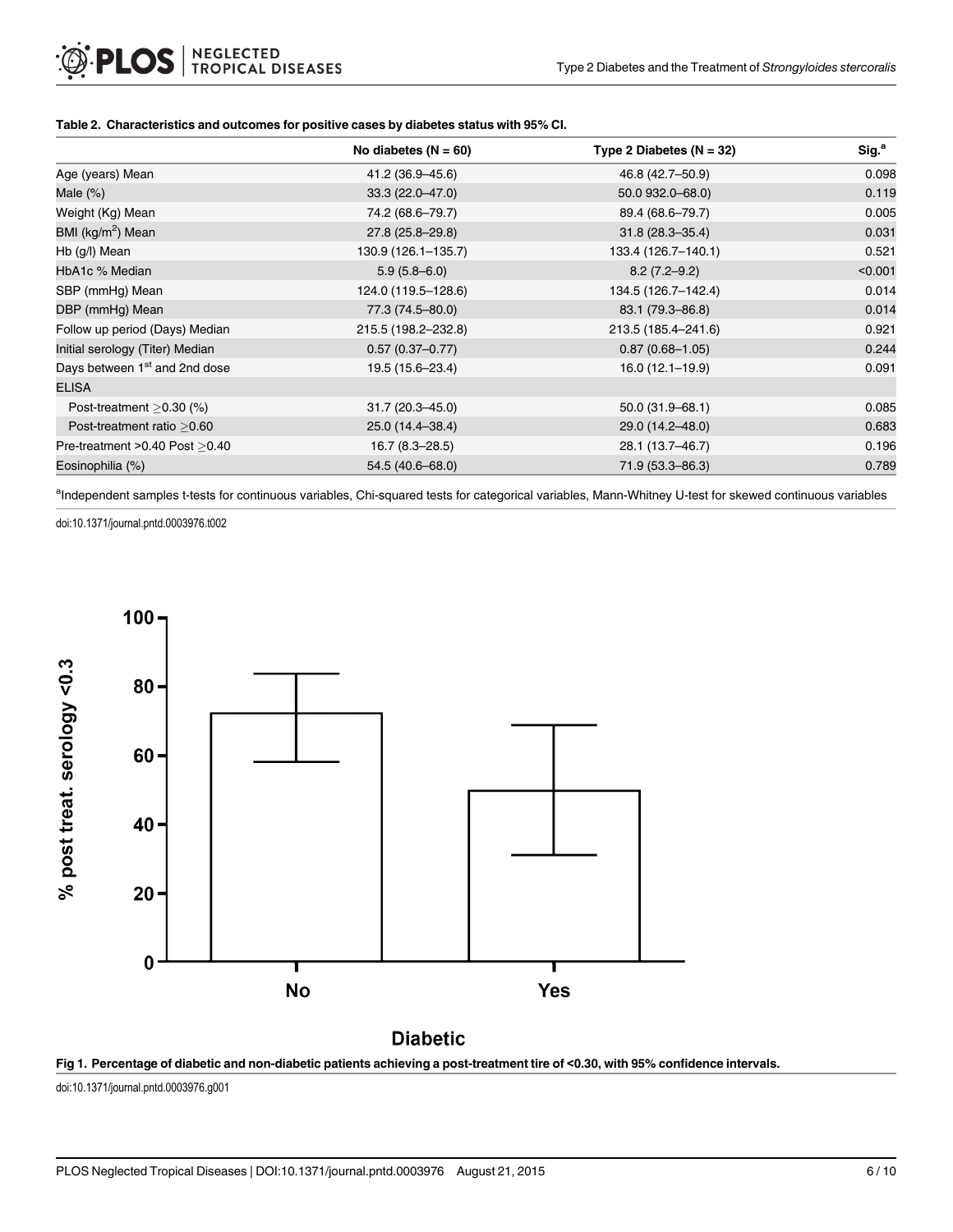**Table 2. Characteristics and outcomes for positive cases by diabetes status with 95% CI.**

| | No diabetes (N = 60) | Type 2 Diabetes (N = 32) | Sig.[a] |
|---|---|---|---|
| Age (years) Mean | 41.2 (36.9–45.6) | 46.8 (42.7–50.9) | 0.098 |
| Male (%) | 33.3 (22.0–47.0) | 50.0 932.0–68.0) | 0.119 |
| Weight (Kg) Mean | 74.2 (68.6–79.7) | 89.4 (68.6–79.7) | 0.005 |
| BMI (kg/m$^2$) Mean | 27.8 (25.8–29.8) | 31.8 (28.3–35.4) | 0.031 |
| Hb (g/l) Mean | 130.9 (126.1–135.7) | 133.4 (126.7–140.1) | 0.521 |
| HbA1c % Median | 5.9 (5.8–6.0) | 8.2 (7.2–9.2) | <0.001 |
| SBP (mmHg) Mean | 124.0 (119.5–128.6) | 134.5 (126.7–142.4) | 0.014 |
| DBP (mmHg) Mean | 77.3 (74.5–80.0) | 83.1 (79.3–86.8) | 0.014 |
| Follow up period (Days) Median | 215.5 (198.2–232.8) | 213.5 (185.4–241.6) | 0.921 |
| Initial serology (Titer) Median | 0.57 (0.37–0.77) | 0.87 (0.68–1.05) | 0.244 |
| Days between 1st and 2nd dose | 19.5 (15.6–23.4) | 16.0 (12.1–19.9) | 0.091 |
| ELISA | | | |
| Post-treatment $\geq$0.30 (%) | 31.7 (20.3–45.0) | 50.0 (31.9–68.1) | 0.085 |
| Post-treatment ratio $\geq$0.60 | 25.0 (14.4–38.4) | 29.0 (14.2–48.0) | 0.683 |
| Pre-treatment >0.40 Post $\geq$0.40 | 16.7 (8.3–28.5) | 28.1 (13.7–46.7) | 0.196 |
| Eosinophilia (%) | 54.5 (40.6–68.0) | 71.9 (53.3–86.3) | 0.789 |

[a]Independent samples t-tests for continuous variables, Chi-squared tests for categorical variables, Mann-Whitney U-test for skewed continuous variables

doi:10.1371/journal.pntd.0003976.t002

**Fig 1. Percentage of diabetic and non-diabetic patients achieving a post-treatment tire of <0.30, with 95% confidence intervals.**

doi:10.1371/journal.pntd.0003976.g001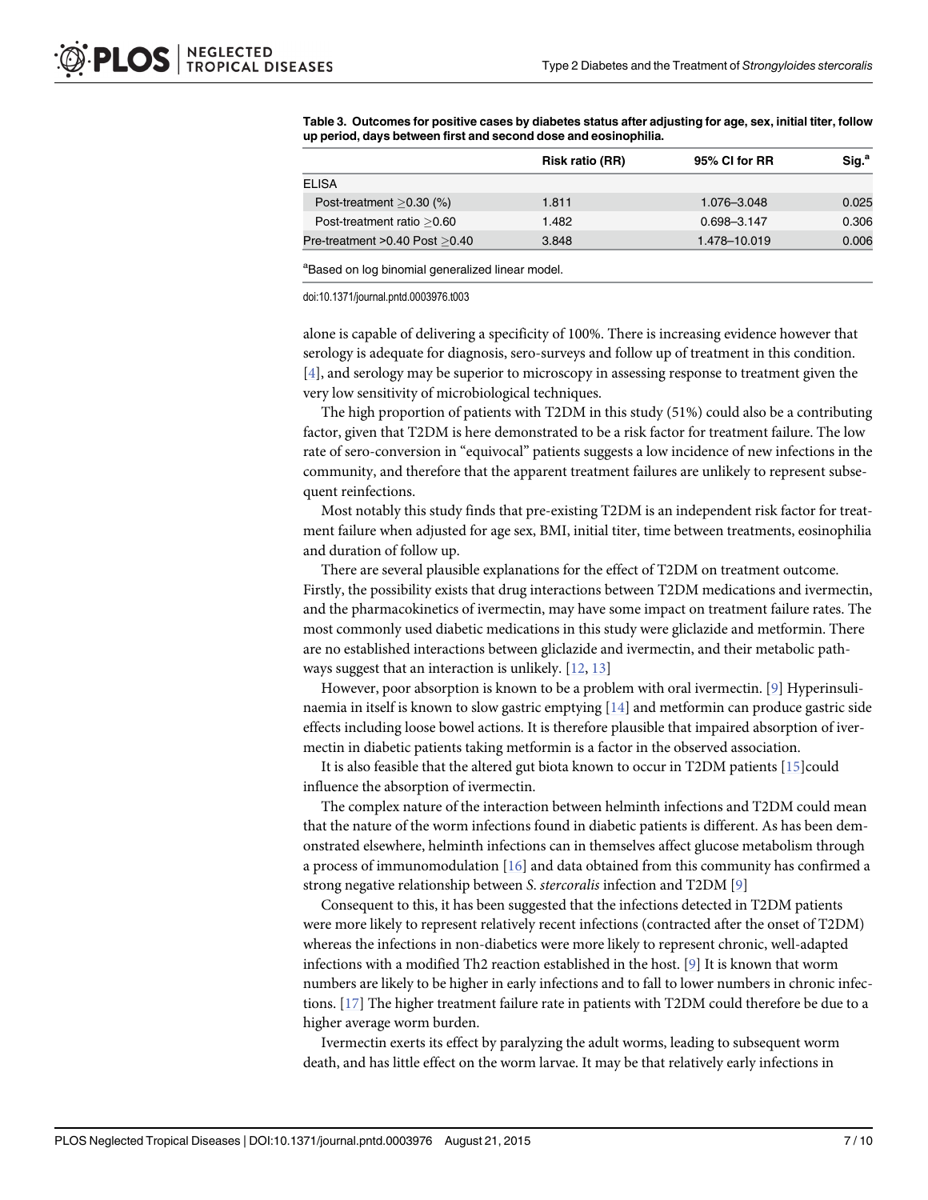**Table 3. Outcomes for positive cases by diabetes status after adjusting for age, sex, initial titer, follow up period, days between first and second dose and eosinophilia.**

| | Risk ratio (RR) | 95% CI for RR | Sig.[a] |
|---|---|---|---|
| ELISA | | | |
| Post-treatment ≥0.30 (%) | 1.811 | 1.076–3.048 | 0.025 |
| Post-treatment ratio ≥0.60 | 1.482 | 0.698–3.147 | 0.306 |
| Pre-treatment >0.40 Post ≥0.40 | 3.848 | 1.478–10.019 | 0.006 |

[a]Based on log binomial generalized linear model.

doi:10.1371/journal.pntd.0003976.t003

alone is capable of delivering a specificity of 100%. There is increasing evidence however that serology is adequate for diagnosis, sero-surveys and follow up of treatment in this condition. [4], and serology may be superior to microscopy in assessing response to treatment given the very low sensitivity of microbiological techniques.

The high proportion of patients with T2DM in this study (51%) could also be a contributing factor, given that T2DM is here demonstrated to be a risk factor for treatment failure. The low rate of sero-conversion in "equivocal" patients suggests a low incidence of new infections in the community, and therefore that the apparent treatment failures are unlikely to represent subsequent reinfections.

Most notably this study finds that pre-existing T2DM is an independent risk factor for treatment failure when adjusted for age sex, BMI, initial titer, time between treatments, eosinophilia and duration of follow up.

There are several plausible explanations for the effect of T2DM on treatment outcome. Firstly, the possibility exists that drug interactions between T2DM medications and ivermectin, and the pharmacokinetics of ivermectin, may have some impact on treatment failure rates. The most commonly used diabetic medications in this study were gliclazide and metformin. There are no established interactions between gliclazide and ivermectin, and their metabolic pathways suggest that an interaction is unlikely. [12, 13]

However, poor absorption is known to be a problem with oral ivermectin. [9] Hyperinsulinaemia in itself is known to slow gastric emptying [14] and metformin can produce gastric side effects including loose bowel actions. It is therefore plausible that impaired absorption of ivermectin in diabetic patients taking metformin is a factor in the observed association.

It is also feasible that the altered gut biota known to occur in T2DM patients [15]could influence the absorption of ivermectin.

The complex nature of the interaction between helminth infections and T2DM could mean that the nature of the worm infections found in diabetic patients is different. As has been demonstrated elsewhere, helminth infections can in themselves affect glucose metabolism through a process of immunomodulation [16] and data obtained from this community has confirmed a strong negative relationship between *S. stercoralis* infection and T2DM [9]

Consequent to this, it has been suggested that the infections detected in T2DM patients were more likely to represent relatively recent infections (contracted after the onset of T2DM) whereas the infections in non-diabetics were more likely to represent chronic, well-adapted infections with a modified Th2 reaction established in the host. [9] It is known that worm numbers are likely to be higher in early infections and to fall to lower numbers in chronic infections. [17] The higher treatment failure rate in patients with T2DM could therefore be due to a higher average worm burden.

Ivermectin exerts its effect by paralyzing the adult worms, leading to subsequent worm death, and has little effect on the worm larvae. It may be that relatively early infections in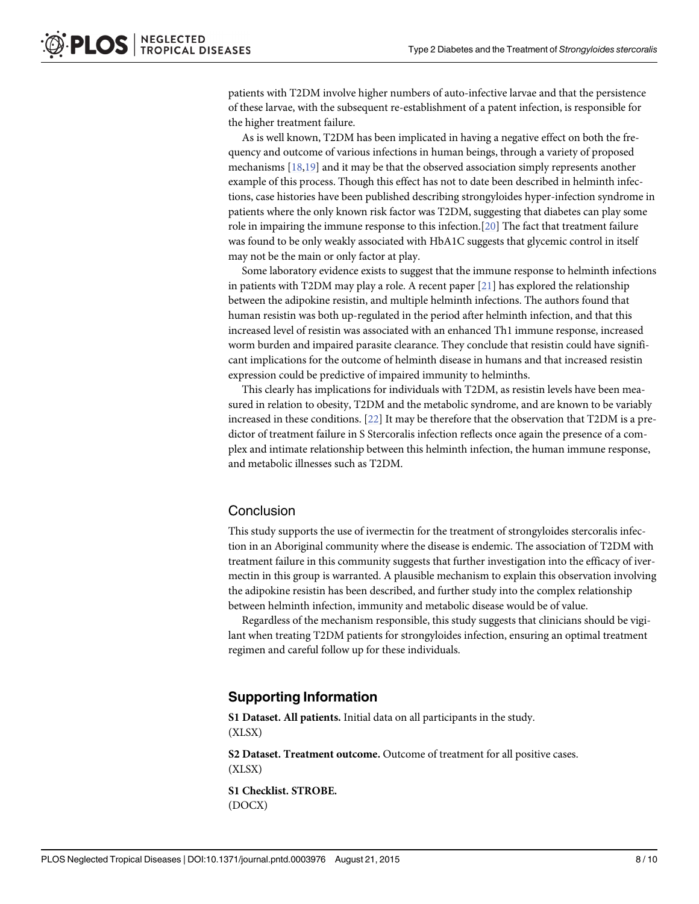patients with T2DM involve higher numbers of auto-infective larvae and that the persistence of these larvae, with the subsequent re-establishment of a patent infection, is responsible for the higher treatment failure.

As is well known, T2DM has been implicated in having a negative effect on both the frequency and outcome of various infections in human beings, through a variety of proposed mechanisms [18,19] and it may be that the observed association simply represents another example of this process. Though this effect has not to date been described in helminth infections, case histories have been published describing strongyloides hyper-infection syndrome in patients where the only known risk factor was T2DM, suggesting that diabetes can play some role in impairing the immune response to this infection.[20] The fact that treatment failure was found to be only weakly associated with HbA1C suggests that glycemic control in itself may not be the main or only factor at play.

Some laboratory evidence exists to suggest that the immune response to helminth infections in patients with T2DM may play a role. A recent paper [21] has explored the relationship between the adipokine resistin, and multiple helminth infections. The authors found that human resistin was both up-regulated in the period after helminth infection, and that this increased level of resistin was associated with an enhanced Th1 immune response, increased worm burden and impaired parasite clearance. They conclude that resistin could have significant implications for the outcome of helminth disease in humans and that increased resistin expression could be predictive of impaired immunity to helminths.

This clearly has implications for individuals with T2DM, as resistin levels have been measured in relation to obesity, T2DM and the metabolic syndrome, and are known to be variably increased in these conditions. [22] It may be therefore that the observation that T2DM is a predictor of treatment failure in S Stercoralis infection reflects once again the presence of a complex and intimate relationship between this helminth infection, the human immune response, and metabolic illnesses such as T2DM.

## Conclusion

This study supports the use of ivermectin for the treatment of strongyloides stercoralis infection in an Aboriginal community where the disease is endemic. The association of T2DM with treatment failure in this community suggests that further investigation into the efficacy of ivermectin in this group is warranted. A plausible mechanism to explain this observation involving the adipokine resistin has been described, and further study into the complex relationship between helminth infection, immunity and metabolic disease would be of value.

Regardless of the mechanism responsible, this study suggests that clinicians should be vigilant when treating T2DM patients for strongyloides infection, ensuring an optimal treatment regimen and careful follow up for these individuals.

## Supporting Information

**S1 Dataset. All patients.** Initial data on all participants in the study.
(XLSX)

**S2 Dataset. Treatment outcome.** Outcome of treatment for all positive cases.
(XLSX)

**S1 Checklist. STROBE.**
(DOCX)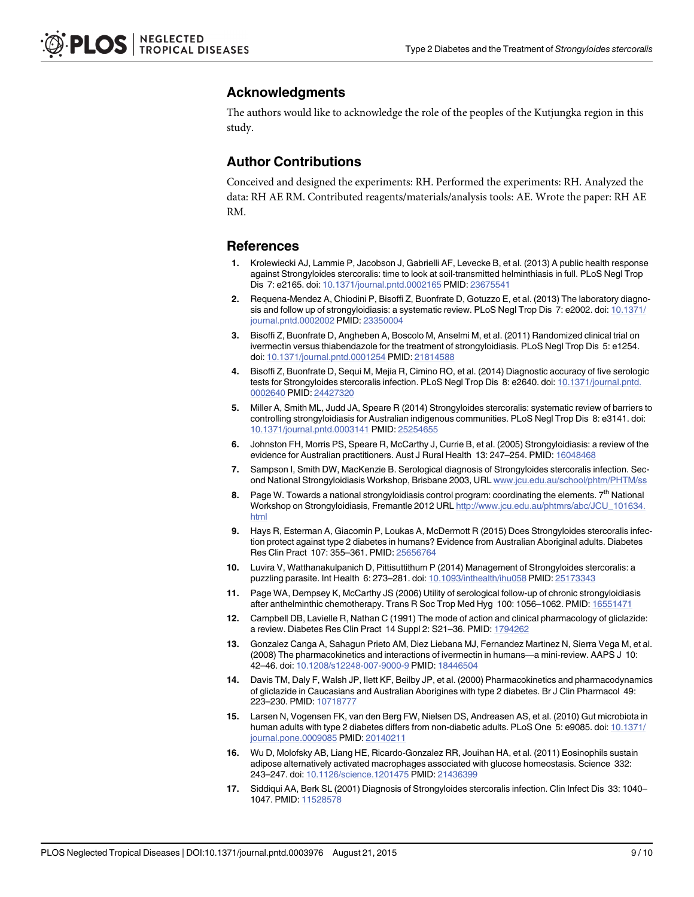## Acknowledgments

The authors would like to acknowledge the role of the peoples of the Kutjungka region in this study.

## Author Contributions

Conceived and designed the experiments: RH. Performed the experiments: RH. Analyzed the data: RH AE RM. Contributed reagents/materials/analysis tools: AE. Wrote the paper: RH AE RM.

## References

1. Krolewiecki AJ, Lammie P, Jacobson J, Gabrielli AF, Levecke B, et al. (2013) A public health response against Strongyloides stercoralis: time to look at soil-transmitted helminthiasis in full. PLoS Negl Trop Dis 7: e2165. doi: 10.1371/journal.pntd.0002165 PMID: 23675541
2. Requena-Mendez A, Chiodini P, Bisoffi Z, Buonfrate D, Gotuzzo E, et al. (2013) The laboratory diagnosis and follow up of strongyloidiasis: a systematic review. PLoS Negl Trop Dis 7: e2002. doi: 10.1371/journal.pntd.0002002 PMID: 23350004
3. Bisoffi Z, Buonfrate D, Angheben A, Boscolo M, Anselmi M, et al. (2011) Randomized clinical trial on ivermectin versus thiabendazole for the treatment of strongyloidiasis. PLoS Negl Trop Dis 5: e1254. doi: 10.1371/journal.pntd.0001254 PMID: 21814588
4. Bisoffi Z, Buonfrate D, Sequi M, Mejia R, Cimino RO, et al. (2014) Diagnostic accuracy of five serologic tests for Strongyloides stercoralis infection. PLoS Negl Trop Dis 8: e2640. doi: 10.1371/journal.pntd.0002640 PMID: 24427320
5. Miller A, Smith ML, Judd JA, Speare R (2014) Strongyloides stercoralis: systematic review of barriers to controlling strongyloidiasis for Australian indigenous communities. PLoS Negl Trop Dis 8: e3141. doi: 10.1371/journal.pntd.0003141 PMID: 25254655
6. Johnston FH, Morris PS, Speare R, McCarthy J, Currie B, et al. (2005) Strongyloidiasis: a review of the evidence for Australian practitioners. Aust J Rural Health 13: 247–254. PMID: 16048468
7. Sampson I, Smith DW, MacKenzie B. Serological diagnosis of Strongyloides stercoralis infection. Second National Strongyloidiasis Workshop, Brisbane 2003, URL www.jcu.edu.au/school/phtm/PHTM/ss
8. Page W. Towards a national strongyloidiasis control program: coordinating the elements. 7th National Workshop on Strongyloidiasis, Fremantle 2012 URL http://www.jcu.edu.au/phtmrs/abc/JCU_101634.html
9. Hays R, Esterman A, Giacomin P, Loukas A, McDermott R (2015) Does Strongyloides stercoralis infection protect against type 2 diabetes in humans? Evidence from Australian Aboriginal adults. Diabetes Res Clin Pract 107: 355–361. PMID: 25656764
10. Luvira V, Watthanakulpanich D, Pittisuttithum P (2014) Management of Strongyloides stercoralis: a puzzling parasite. Int Health 6: 273–281. doi: 10.1093/inthealth/ihu058 PMID: 25173343
11. Page WA, Dempsey K, McCarthy JS (2006) Utility of serological follow-up of chronic strongyloidiasis after anthelminthic chemotherapy. Trans R Soc Trop Med Hyg 100: 1056–1062. PMID: 16551471
12. Campbell DB, Lavielle R, Nathan C (1991) The mode of action and clinical pharmacology of gliclazide: a review. Diabetes Res Clin Pract 14 Suppl 2: S21–36. PMID: 1794262
13. Gonzalez Canga A, Sahagun Prieto AM, Diez Liebana MJ, Fernandez Martinez N, Sierra Vega M, et al. (2008) The pharmacokinetics and interactions of ivermectin in humans—a mini-review. AAPS J 10: 42–46. doi: 10.1208/s12248-007-9000-9 PMID: 18446504
14. Davis TM, Daly F, Walsh JP, Ilett KF, Beilby JP, et al. (2000) Pharmacokinetics and pharmacodynamics of gliclazide in Caucasians and Australian Aborigines with type 2 diabetes. Br J Clin Pharmacol 49: 223–230. PMID: 10718777
15. Larsen N, Vogensen FK, van den Berg FW, Nielsen DS, Andreasen AS, et al. (2010) Gut microbiota in human adults with type 2 diabetes differs from non-diabetic adults. PLoS One 5: e9085. doi: 10.1371/journal.pone.0009085 PMID: 20140211
16. Wu D, Molofsky AB, Liang HE, Ricardo-Gonzalez RR, Jouihan HA, et al. (2011) Eosinophils sustain adipose alternatively activated macrophages associated with glucose homeostasis. Science 332: 243–247. doi: 10.1126/science.1201475 PMID: 21436399
17. Siddiqui AA, Berk SL (2001) Diagnosis of Strongyloides stercoralis infection. Clin Infect Dis 33: 1040–1047. PMID: 11528578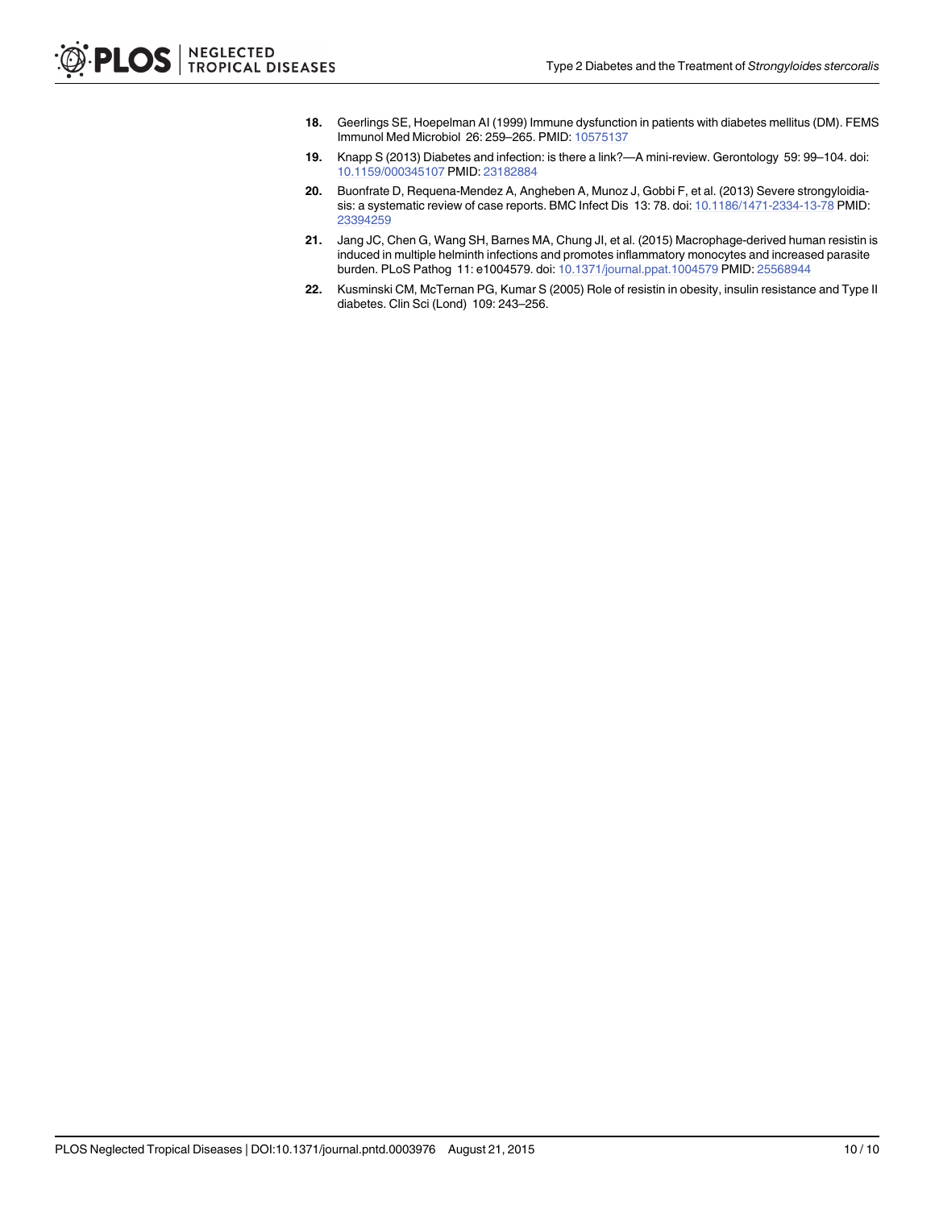18. Geerlings SE, Hoepelman AI (1999) Immune dysfunction in patients with diabetes mellitus (DM). FEMS Immunol Med Microbiol 26: 259–265. PMID: 10575137

19. Knapp S (2013) Diabetes and infection: is there a link?—A mini-review. Gerontology 59: 99–104. doi: 10.1159/000345107 PMID: 23182884

20. Buonfrate D, Requena-Mendez A, Angheben A, Munoz J, Gobbi F, et al. (2013) Severe strongyloidiasis: a systematic review of case reports. BMC Infect Dis 13: 78. doi: 10.1186/1471-2334-13-78 PMID: 23394259

21. Jang JC, Chen G, Wang SH, Barnes MA, Chung JI, et al. (2015) Macrophage-derived human resistin is induced in multiple helminth infections and promotes inflammatory monocytes and increased parasite burden. PLoS Pathog 11: e1004579. doi: 10.1371/journal.ppat.1004579 PMID: 25568944

22. Kusminski CM, McTernan PG, Kumar S (2005) Role of resistin in obesity, insulin resistance and Type II diabetes. Clin Sci (Lond) 109: 243–256.